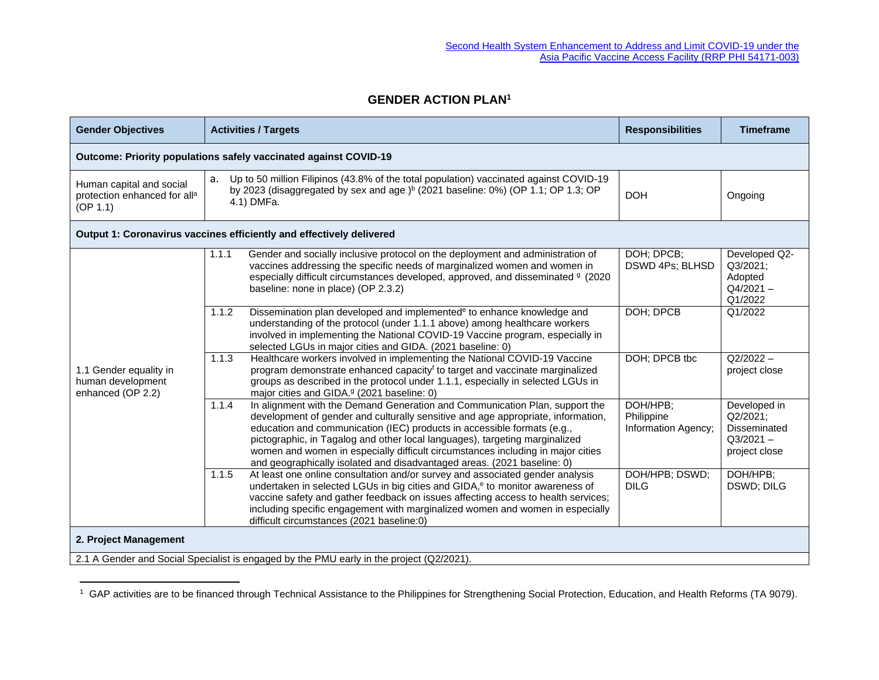Second Health System Enhancement to Address and Limit COVID-19 under the Asia Pacific Vaccine Access Facility (RRP PHI 54171-003)

# GENDER ACTION PLAN[1]

| Gender Objectives | Activities / Targets | Responsibilities | Timeframe |
|---|---|---|---|
| **Outcome: Priority populations safely vaccinated against COVID-19** | | | |
| Human capital and social protection enhanced for all[a] (OP 1.1) | a. Up to 50 million Filipinos (43.8% of the total population) vaccinated against COVID-19 by 2023 (disaggregated by sex and age )[b] (2021 baseline: 0%) (OP 1.1; OP 1.3; OP 4.1) DMFa. | DOH | Ongoing |
| **Output 1: Coronavirus vaccines efficiently and effectively delivered** | | | |
| 1.1 Gender equality in human development enhanced (OP 2.2) | 1.1.1 Gender and socially inclusive protocol on the deployment and administration of vaccines addressing the specific needs of marginalized women and women in especially difficult circumstances developed, approved, and disseminated [g] (2020 baseline: none in place) (OP 2.3.2) | DOH; DPCB; DSWD 4Ps; BLHSD | Developed Q2-Q3/2021; Adopted Q4/2021 – Q1/2022 |
| | 1.1.2 Dissemination plan developed and implemented[e] to enhance knowledge and understanding of the protocol (under 1.1.1 above) among healthcare workers involved in implementing the National COVID-19 Vaccine program, especially in selected LGUs in major cities and GIDA. (2021 baseline: 0) | DOH; DPCB | Q1/2022 |
| | 1.1.3 Healthcare workers involved in implementing the National COVID-19 Vaccine program demonstrate enhanced capacity[f] to target and vaccinate marginalized groups as described in the protocol under 1.1.1, especially in selected LGUs in major cities and GIDA.[g] (2021 baseline: 0) | DOH; DPCB tbc | Q2/2022 – project close |
| | 1.1.4 In alignment with the Demand Generation and Communication Plan, support the development of gender and culturally sensitive and age appropriate, information, education and communication (IEC) products in accessible formats (e.g., pictographic, in Tagalog and other local languages), targeting marginalized women and women in especially difficult circumstances including in major cities and geographically isolated and disadvantaged areas. (2021 baseline: 0) | DOH/HPB; Philippine Information Agency; | Developed in Q2/2021; Disseminated Q3/2021 – project close |
| | 1.1.5 At least one online consultation and/or survey and associated gender analysis undertaken in selected LGUs in big cities and GIDA,[e] to monitor awareness of vaccine safety and gather feedback on issues affecting access to health services; including specific engagement with marginalized women and women in especially difficult circumstances (2021 baseline:0) | DOH/HPB; DSWD; DILG | DOH/HPB; DSWD; DILG |
| **2. Project Management** | | | |
| 2.1 A Gender and Social Specialist is engaged by the PMU early in the project (Q2/2021). | | | |

[1] GAP activities are to be financed through Technical Assistance to the Philippines for Strengthening Social Protection, Education, and Health Reforms (TA 9079).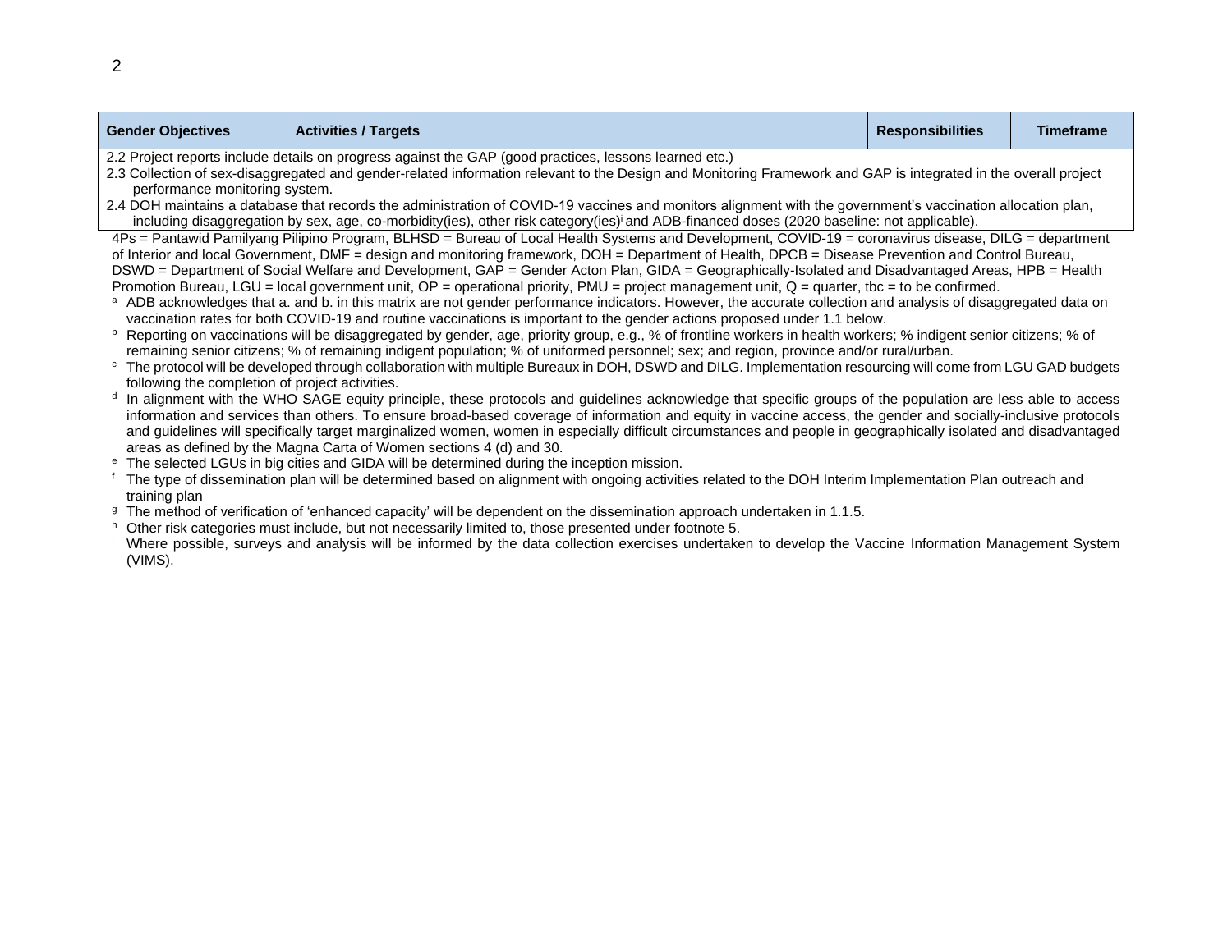| Gender Objectives | Activities / Targets | Responsibilities | Timeframe |
|---|---|---|---|
| 2.2 Project reports include details on progress against the GAP (good practices, lessons learned etc.)<br>2.3 Collection of sex-disaggregated and gender-related information relevant to the Design and Monitoring Framework and GAP is integrated in the overall project performance monitoring system.<br>2.4 DOH maintains a database that records the administration of COVID-19 vaccines and monitors alignment with the government's vaccination allocation plan, including disaggregation by sex, age, co-morbidity(ies), other risk category(ies)[i] and ADB-financed doses (2020 baseline: not applicable). | | | |

4Ps = Pantawid Pamilyang Pilipino Program, BLHSD = Bureau of Local Health Systems and Development, COVID-19 = coronavirus disease, DILG = department of Interior and local Government, DMF = design and monitoring framework, DOH = Department of Health, DPCB = Disease Prevention and Control Bureau, DSWD = Department of Social Welfare and Development, GAP = Gender Acton Plan, GIDA = Geographically-Isolated and Disadvantaged Areas, HPB = Health Promotion Bureau, LGU = local government unit, OP = operational priority, PMU = project management unit, Q = quarter, tbc = to be confirmed.

[a] ADB acknowledges that a. and b. in this matrix are not gender performance indicators. However, the accurate collection and analysis of disaggregated data on vaccination rates for both COVID-19 and routine vaccinations is important to the gender actions proposed under 1.1 below.

[b] Reporting on vaccinations will be disaggregated by gender, age, priority group, e.g., % of frontline workers in health workers; % indigent senior citizens; % of remaining senior citizens; % of remaining indigent population; % of uniformed personnel; sex; and region, province and/or rural/urban.

[c] The protocol will be developed through collaboration with multiple Bureaux in DOH, DSWD and DILG. Implementation resourcing will come from LGU GAD budgets following the completion of project activities.

[d] In alignment with the WHO SAGE equity principle, these protocols and guidelines acknowledge that specific groups of the population are less able to access information and services than others. To ensure broad-based coverage of information and equity in vaccine access, the gender and socially-inclusive protocols and guidelines will specifically target marginalized women, women in especially difficult circumstances and people in geographically isolated and disadvantaged areas as defined by the Magna Carta of Women sections 4 (d) and 30.

[e] The selected LGUs in big cities and GIDA will be determined during the inception mission.

[f] The type of dissemination plan will be determined based on alignment with ongoing activities related to the DOH Interim Implementation Plan outreach and training plan

[g] The method of verification of 'enhanced capacity' will be dependent on the dissemination approach undertaken in 1.1.5.

[h] Other risk categories must include, but not necessarily limited to, those presented under footnote 5.

[i] Where possible, surveys and analysis will be informed by the data collection exercises undertaken to develop the Vaccine Information Management System (VIMS).